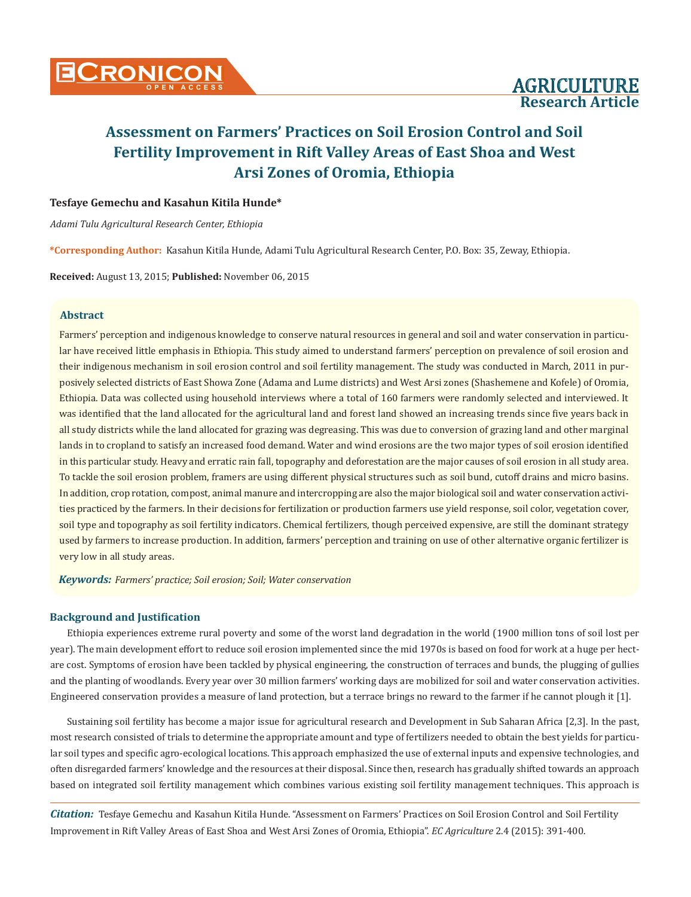# Assessment on Farmers' Practices on Soil Erosion Control and Soil Fertility Improvement in Rift Valley Areas of East Shoa and West Arsi Zones of Oromia, Ethiopia

**Tesfaye Gemechu and Kasahun Kitila Hunde***

*Adami Tulu Agricultural Research Center, Ethiopia*

**\*Corresponding Author:** Kasahun Kitila Hunde, Adami Tulu Agricultural Research Center, P.O. Box: 35, Zeway, Ethiopia.

**Received:** August 13, 2015; **Published:** November 06, 2015

## Abstract

Farmers' perception and indigenous knowledge to conserve natural resources in general and soil and water conservation in particular have received little emphasis in Ethiopia. This study aimed to understand farmers' perception on prevalence of soil erosion and their indigenous mechanism in soil erosion control and soil fertility management. The study was conducted in March, 2011 in purposively selected districts of East Showa Zone (Adama and Lume districts) and West Arsi zones (Shashemene and Kofele) of Oromia, Ethiopia. Data was collected using household interviews where a total of 160 farmers were randomly selected and interviewed. It was identified that the land allocated for the agricultural land and forest land showed an increasing trends since five years back in all study districts while the land allocated for grazing was degreasing. This was due to conversion of grazing land and other marginal lands in to cropland to satisfy an increased food demand. Water and wind erosions are the two major types of soil erosion identified in this particular study. Heavy and erratic rain fall, topography and deforestation are the major causes of soil erosion in all study area. To tackle the soil erosion problem, framers are using different physical structures such as soil bund, cutoff drains and micro basins. In addition, crop rotation, compost, animal manure and intercropping are also the major biological soil and water conservation activities practiced by the farmers. In their decisions for fertilization or production farmers use yield response, soil color, vegetation cover, soil type and topography as soil fertility indicators. Chemical fertilizers, though perceived expensive, are still the dominant strategy used by farmers to increase production. In addition, farmers' perception and training on use of other alternative organic fertilizer is very low in all study areas.

***Keywords:*** *Farmers' practice; Soil erosion; Soil; Water conservation*

## Background and Justification

Ethiopia experiences extreme rural poverty and some of the worst land degradation in the world (1900 million tons of soil lost per year). The main development effort to reduce soil erosion implemented since the mid 1970s is based on food for work at a huge per hectare cost. Symptoms of erosion have been tackled by physical engineering, the construction of terraces and bunds, the plugging of gullies and the planting of woodlands. Every year over 30 million farmers' working days are mobilized for soil and water conservation activities. Engineered conservation provides a measure of land protection, but a terrace brings no reward to the farmer if he cannot plough it [1].

Sustaining soil fertility has become a major issue for agricultural research and Development in Sub Saharan Africa [2,3]. In the past, most research consisted of trials to determine the appropriate amount and type of fertilizers needed to obtain the best yields for particular soil types and specific agro-ecological locations. This approach emphasized the use of external inputs and expensive technologies, and often disregarded farmers' knowledge and the resources at their disposal. Since then, research has gradually shifted towards an approach based on integrated soil fertility management which combines various existing soil fertility management techniques. This approach is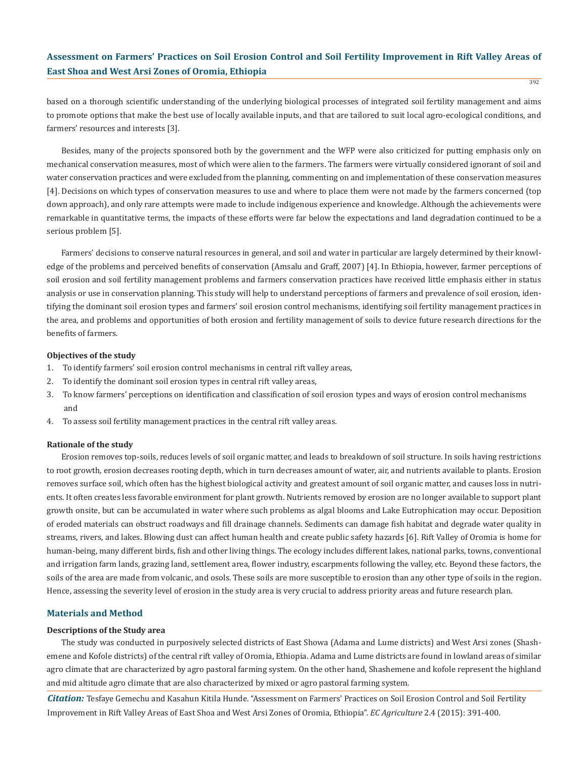based on a thorough scientific understanding of the underlying biological processes of integrated soil fertility management and aims to promote options that make the best use of locally available inputs, and that are tailored to suit local agro-ecological conditions, and farmers' resources and interests [3].

Besides, many of the projects sponsored both by the government and the WFP were also criticized for putting emphasis only on mechanical conservation measures, most of which were alien to the farmers. The farmers were virtually considered ignorant of soil and water conservation practices and were excluded from the planning, commenting on and implementation of these conservation measures [4]. Decisions on which types of conservation measures to use and where to place them were not made by the farmers concerned (top down approach), and only rare attempts were made to include indigenous experience and knowledge. Although the achievements were remarkable in quantitative terms, the impacts of these efforts were far below the expectations and land degradation continued to be a serious problem [5].

Farmers' decisions to conserve natural resources in general, and soil and water in particular are largely determined by their knowledge of the problems and perceived benefits of conservation (Amsalu and Graff, 2007) [4]. In Ethiopia, however, farmer perceptions of soil erosion and soil fertility management problems and farmers conservation practices have received little emphasis either in status analysis or use in conservation planning. This study will help to understand perceptions of farmers and prevalence of soil erosion, identifying the dominant soil erosion types and farmers' soil erosion control mechanisms, identifying soil fertility management practices in the area, and problems and opportunities of both erosion and fertility management of soils to device future research directions for the benefits of farmers.

#### Objectives of the study

1. To identify farmers' soil erosion control mechanisms in central rift valley areas,
2. To identify the dominant soil erosion types in central rift valley areas,
3. To know farmers' perceptions on identification and classification of soil erosion types and ways of erosion control mechanisms and
4. To assess soil fertility management practices in the central rift valley areas.

#### Rationale of the study

Erosion removes top-soils, reduces levels of soil organic matter, and leads to breakdown of soil structure. In soils having restrictions to root growth, erosion decreases rooting depth, which in turn decreases amount of water, air, and nutrients available to plants. Erosion removes surface soil, which often has the highest biological activity and greatest amount of soil organic matter, and causes loss in nutrients. It often creates less favorable environment for plant growth. Nutrients removed by erosion are no longer available to support plant growth onsite, but can be accumulated in water where such problems as algal blooms and Lake Eutrophication may occur. Deposition of eroded materials can obstruct roadways and fill drainage channels. Sediments can damage fish habitat and degrade water quality in streams, rivers, and lakes. Blowing dust can affect human health and create public safety hazards [6]. Rift Valley of Oromia is home for human-being, many different birds, fish and other living things. The ecology includes different lakes, national parks, towns, conventional and irrigation farm lands, grazing land, settlement area, flower industry, escarpments following the valley, etc. Beyond these factors, the soils of the area are made from volcanic, and osols. These soils are more susceptible to erosion than any other type of soils in the region. Hence, assessing the severity level of erosion in the study area is very crucial to address priority areas and future research plan.

## Materials and Method

#### Descriptions of the Study area

The study was conducted in purposively selected districts of East Showa (Adama and Lume districts) and West Arsi zones (Shashemene and Kofole districts) of the central rift valley of Oromia, Ethiopia. Adama and Lume districts are found in lowland areas of similar agro climate that are characterized by agro pastoral farming system. On the other hand, Shashemene and kofole represent the highland and mid altitude agro climate that are also characterized by mixed or agro pastoral farming system.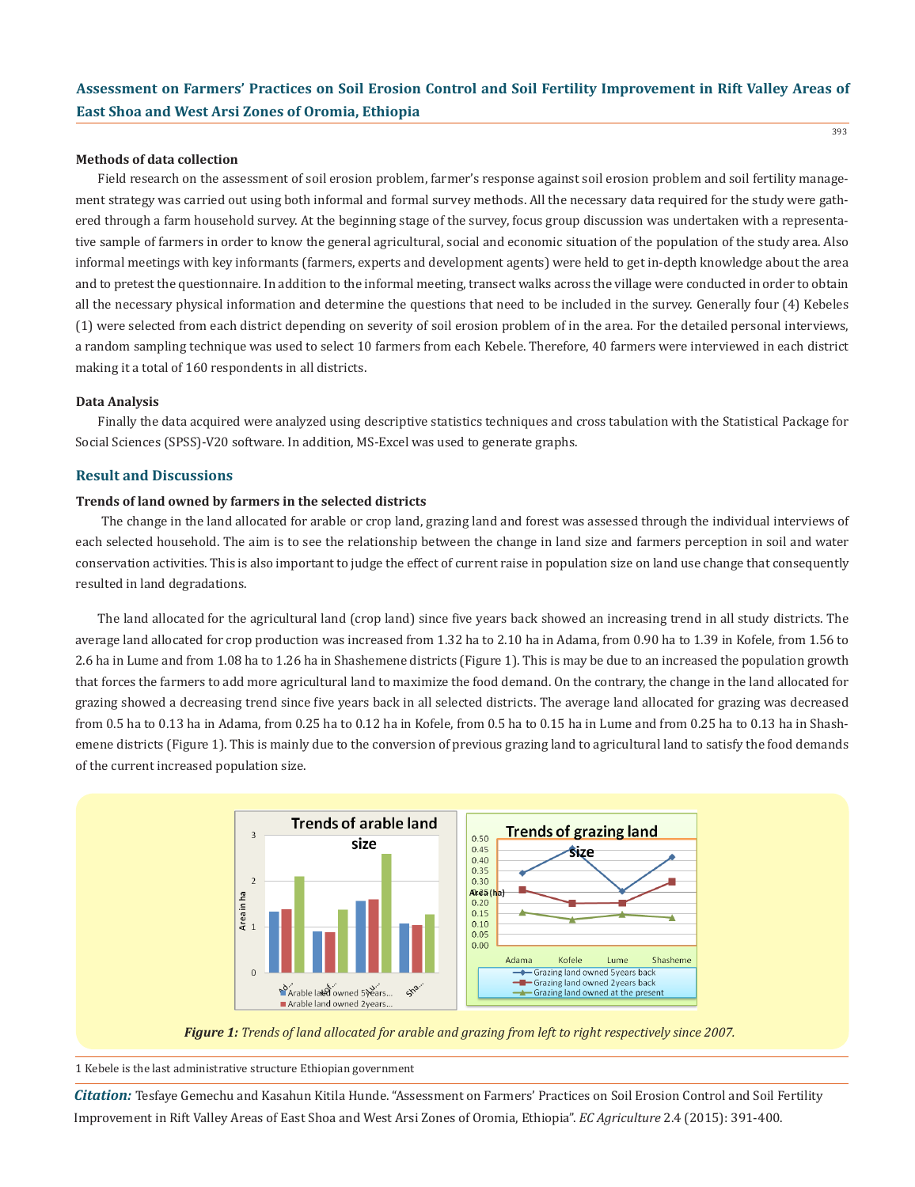### Methods of data collection

Field research on the assessment of soil erosion problem, farmer's response against soil erosion problem and soil fertility management strategy was carried out using both informal and formal survey methods. All the necessary data required for the study were gathered through a farm household survey. At the beginning stage of the survey, focus group discussion was undertaken with a representative sample of farmers in order to know the general agricultural, social and economic situation of the population of the study area. Also informal meetings with key informants (farmers, experts and development agents) were held to get in-depth knowledge about the area and to pretest the questionnaire. In addition to the informal meeting, transect walks across the village were conducted in order to obtain all the necessary physical information and determine the questions that need to be included in the survey. Generally four (4) Kebeles (1) were selected from each district depending on severity of soil erosion problem of in the area. For the detailed personal interviews, a random sampling technique was used to select 10 farmers from each Kebele. Therefore, 40 farmers were interviewed in each district making it a total of 160 respondents in all districts.

### Data Analysis

Finally the data acquired were analyzed using descriptive statistics techniques and cross tabulation with the Statistical Package for Social Sciences (SPSS)-V20 software. In addition, MS-Excel was used to generate graphs.

## Result and Discussions

### Trends of land owned by farmers in the selected districts

The change in the land allocated for arable or crop land, grazing land and forest was assessed through the individual interviews of each selected household. The aim is to see the relationship between the change in land size and farmers perception in soil and water conservation activities. This is also important to judge the effect of current raise in population size on land use change that consequently resulted in land degradations.

The land allocated for the agricultural land (crop land) since five years back showed an increasing trend in all study districts. The average land allocated for crop production was increased from 1.32 ha to 2.10 ha in Adama, from 0.90 ha to 1.39 in Kofele, from 1.56 to 2.6 ha in Lume and from 1.08 ha to 1.26 ha in Shashemene districts (Figure 1). This is may be due to an increased the population growth that forces the farmers to add more agricultural land to maximize the food demand. On the contrary, the change in the land allocated for grazing showed a decreasing trend since five years back in all selected districts. The average land allocated for grazing was decreased from 0.5 ha to 0.13 ha in Adama, from 0.25 ha to 0.12 ha in Kofele, from 0.5 ha to 0.15 ha in Lume and from 0.25 ha to 0.13 ha in Shashemene districts (Figure 1). This is mainly due to the conversion of previous grazing land to agricultural land to satisfy the food demands of the current increased population size.

*Figure 1: Trends of land allocated for arable and grazing from left to right respectively since 2007.*

1 Kebele is the last administrative structure Ethiopian government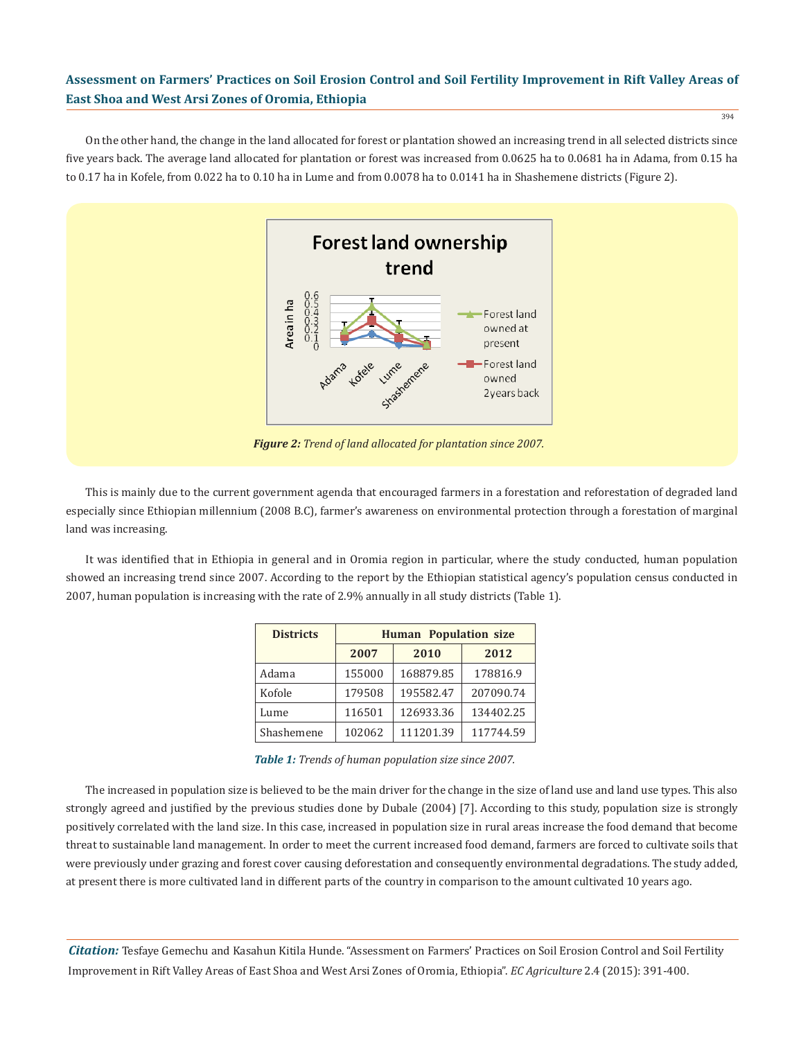On the other hand, the change in the land allocated for forest or plantation showed an increasing trend in all selected districts since five years back. The average land allocated for plantation or forest was increased from 0.0625 ha to 0.0681 ha in Adama, from 0.15 ha to 0.17 ha in Kofele, from 0.022 ha to 0.10 ha in Lume and from 0.0078 ha to 0.0141 ha in Shashemene districts (Figure 2).

***Figure 2:*** *Trend of land allocated for plantation since 2007.*

This is mainly due to the current government agenda that encouraged farmers in a forestation and reforestation of degraded land especially since Ethiopian millennium (2008 B.C), farmer's awareness on environmental protection through a forestation of marginal land was increasing.

It was identified that in Ethiopia in general and in Oromia region in particular, where the study conducted, human population showed an increasing trend since 2007. According to the report by the Ethiopian statistical agency's population census conducted in 2007, human population is increasing with the rate of 2.9% annually in all study districts (Table 1).

| Districts | Human Population size | | |
|---|---|---|---|
| | 2007 | 2010 | 2012 |
| Adama | 155000 | 168879.85 | 178816.9 |
| Kofole | 179508 | 195582.47 | 207090.74 |
| Lume | 116501 | 126933.36 | 134402.25 |
| Shashemene | 102062 | 111201.39 | 117744.59 |

***Table 1:*** *Trends of human population size since 2007.*

The increased in population size is believed to be the main driver for the change in the size of land use and land use types. This also strongly agreed and justified by the previous studies done by Dubale (2004) [7]. According to this study, population size is strongly positively correlated with the land size. In this case, increased in population size in rural areas increase the food demand that become threat to sustainable land management. In order to meet the current increased food demand, farmers are forced to cultivate soils that were previously under grazing and forest cover causing deforestation and consequently environmental degradations. The study added, at present there is more cultivated land in different parts of the country in comparison to the amount cultivated 10 years ago.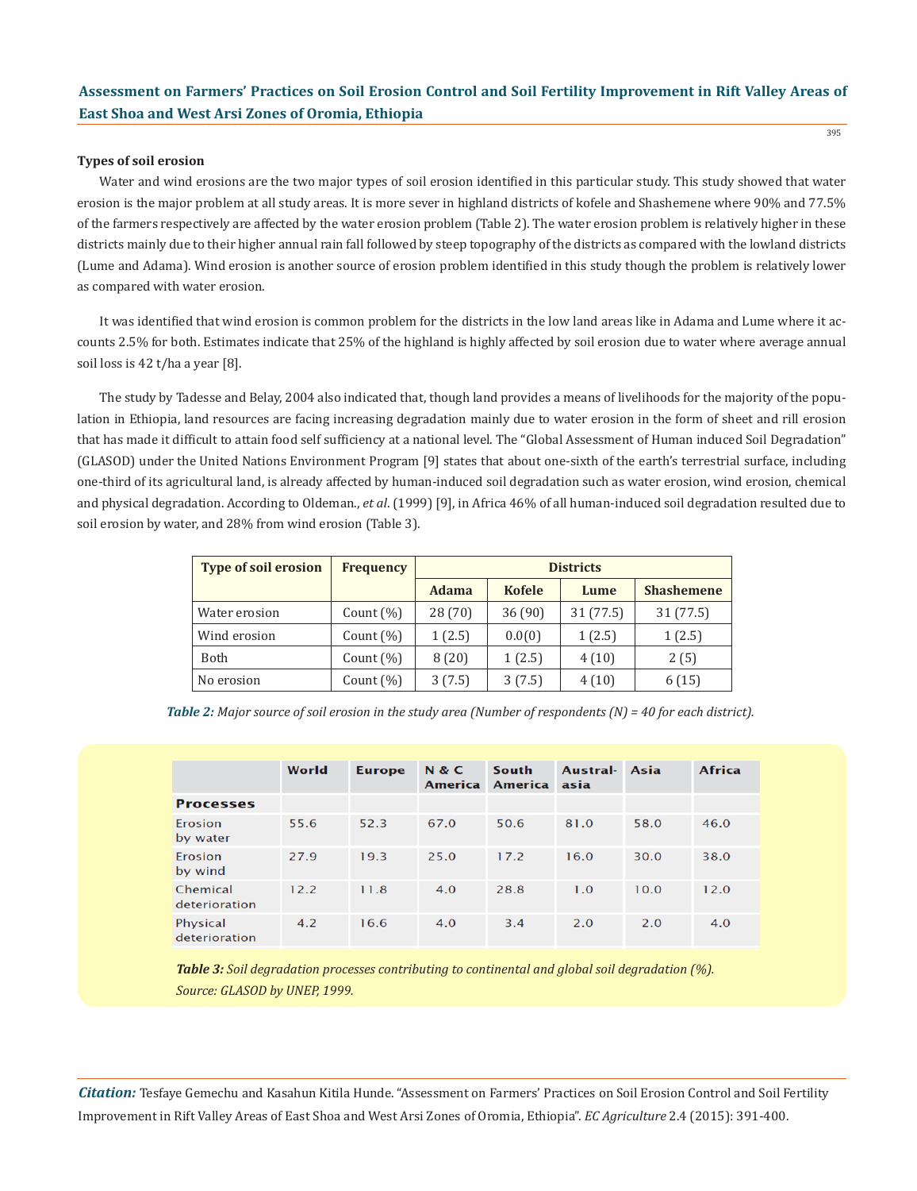**Types of soil erosion**

Water and wind erosions are the two major types of soil erosion identified in this particular study. This study showed that water erosion is the major problem at all study areas. It is more sever in highland districts of kofele and Shashemene where 90% and 77.5% of the farmers respectively are affected by the water erosion problem (Table 2). The water erosion problem is relatively higher in these districts mainly due to their higher annual rain fall followed by steep topography of the districts as compared with the lowland districts (Lume and Adama). Wind erosion is another source of erosion problem identified in this study though the problem is relatively lower as compared with water erosion.

It was identified that wind erosion is common problem for the districts in the low land areas like in Adama and Lume where it accounts 2.5% for both. Estimates indicate that 25% of the highland is highly affected by soil erosion due to water where average annual soil loss is 42 t/ha a year [8].

The study by Tadesse and Belay, 2004 also indicated that, though land provides a means of livelihoods for the majority of the population in Ethiopia, land resources are facing increasing degradation mainly due to water erosion in the form of sheet and rill erosion that has made it difficult to attain food self sufficiency at a national level. The "Global Assessment of Human induced Soil Degradation" (GLASOD) under the United Nations Environment Program [9] states that about one-sixth of the earth's terrestrial surface, including one-third of its agricultural land, is already affected by human-induced soil degradation such as water erosion, wind erosion, chemical and physical degradation. According to Oldeman., *et al*. (1999) [9], in Africa 46% of all human-induced soil degradation resulted due to soil erosion by water, and 28% from wind erosion (Table 3).

| Type of soil erosion | Frequency | Districts | | | |
|---|---|---|---|---|---|
| | | Adama | Kofele | Lume | Shashemene |
| Water erosion | Count (%) | 28 (70) | 36 (90) | 31 (77.5) | 31 (77.5) |
| Wind erosion | Count (%) | 1 (2.5) | 0.0(0) | 1 (2.5) | 1 (2.5) |
| Both | Count (%) | 8 (20) | 1 (2.5) | 4 (10) | 2 (5) |
| No erosion | Count (%) | 3 (7.5) | 3 (7.5) | 4 (10) | 6 (15) |

***Table 2:*** *Major source of soil erosion in the study area (Number of respondents (N) = 40 for each district).*

| | World | Europe | N & C America | South America | Austral-asia | Asia | Africa |
|---|---|---|---|---|---|---|---|
| **Processes** | | | | | | | |
| Erosion by water | 55.6 | 52.3 | 67.0 | 50.6 | 81.0 | 58.0 | 46.0 |
| Erosion by wind | 27.9 | 19.3 | 25.0 | 17.2 | 16.0 | 30.0 | 38.0 |
| Chemical deterioration | 12.2 | 11.8 | 4.0 | 28.8 | 1.0 | 10.0 | 12.0 |
| Physical deterioration | 4.2 | 16.6 | 4.0 | 3.4 | 2.0 | 2.0 | 4.0 |

***Table 3:*** *Soil degradation processes contributing to continental and global soil degradation (%).*
*Source: GLASOD by UNEP, 1999.*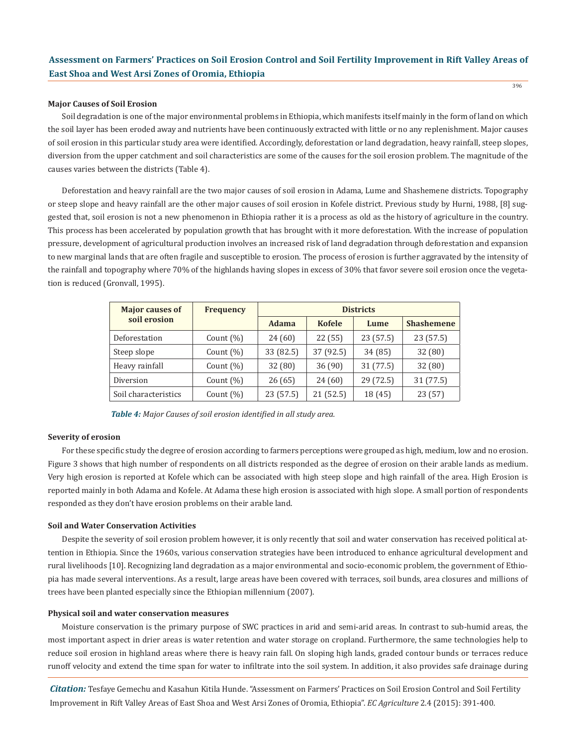### Major Causes of Soil Erosion

Soil degradation is one of the major environmental problems in Ethiopia, which manifests itself mainly in the form of land on which the soil layer has been eroded away and nutrients have been continuously extracted with little or no any replenishment. Major causes of soil erosion in this particular study area were identified. Accordingly, deforestation or land degradation, heavy rainfall, steep slopes, diversion from the upper catchment and soil characteristics are some of the causes for the soil erosion problem. The magnitude of the causes varies between the districts (Table 4).

Deforestation and heavy rainfall are the two major causes of soil erosion in Adama, Lume and Shashemene districts. Topography or steep slope and heavy rainfall are the other major causes of soil erosion in Kofele district. Previous study by Hurni, 1988, [8] suggested that, soil erosion is not a new phenomenon in Ethiopia rather it is a process as old as the history of agriculture in the country. This process has been accelerated by population growth that has brought with it more deforestation. With the increase of population pressure, development of agricultural production involves an increased risk of land degradation through deforestation and expansion to new marginal lands that are often fragile and susceptible to erosion. The process of erosion is further aggravated by the intensity of the rainfall and topography where 70% of the highlands having slopes in excess of 30% that favor severe soil erosion once the vegetation is reduced (Gronvall, 1995).

| Major causes of soil erosion | Frequency | Districts | | | |
|---|---|---|---|---|---|
| | | Adama | Kofele | Lume | Shashemene |
| Deforestation | Count (%) | 24 (60) | 22 (55) | 23 (57.5) | 23 (57.5) |
| Steep slope | Count (%) | 33 (82.5) | 37 (92.5) | 34 (85) | 32 (80) |
| Heavy rainfall | Count (%) | 32 (80) | 36 (90) | 31 (77.5) | 32 (80) |
| Diversion | Count (%) | 26 (65) | 24 (60) | 29 (72.5) | 31 (77.5) |
| Soil characteristics | Count (%) | 23 (57.5) | 21 (52.5) | 18 (45) | 23 (57) |

***Table 4:*** *Major Causes of soil erosion identified in all study area.*

### Severity of erosion

For these specific study the degree of erosion according to farmers perceptions were grouped as high, medium, low and no erosion. Figure 3 shows that high number of respondents on all districts responded as the degree of erosion on their arable lands as medium. Very high erosion is reported at Kofele which can be associated with high steep slope and high rainfall of the area. High Erosion is reported mainly in both Adama and Kofele. At Adama these high erosion is associated with high slope. A small portion of respondents responded as they don't have erosion problems on their arable land.

### Soil and Water Conservation Activities

Despite the severity of soil erosion problem however, it is only recently that soil and water conservation has received political attention in Ethiopia. Since the 1960s, various conservation strategies have been introduced to enhance agricultural development and rural livelihoods [10]. Recognizing land degradation as a major environmental and socio-economic problem, the government of Ethiopia has made several interventions. As a result, large areas have been covered with terraces, soil bunds, area closures and millions of trees have been planted especially since the Ethiopian millennium (2007).

### Physical soil and water conservation measures

Moisture conservation is the primary purpose of SWC practices in arid and semi-arid areas. In contrast to sub-humid areas, the most important aspect in drier areas is water retention and water storage on cropland. Furthermore, the same technologies help to reduce soil erosion in highland areas where there is heavy rain fall. On sloping high lands, graded contour bunds or terraces reduce runoff velocity and extend the time span for water to infiltrate into the soil system. In addition, it also provides safe drainage during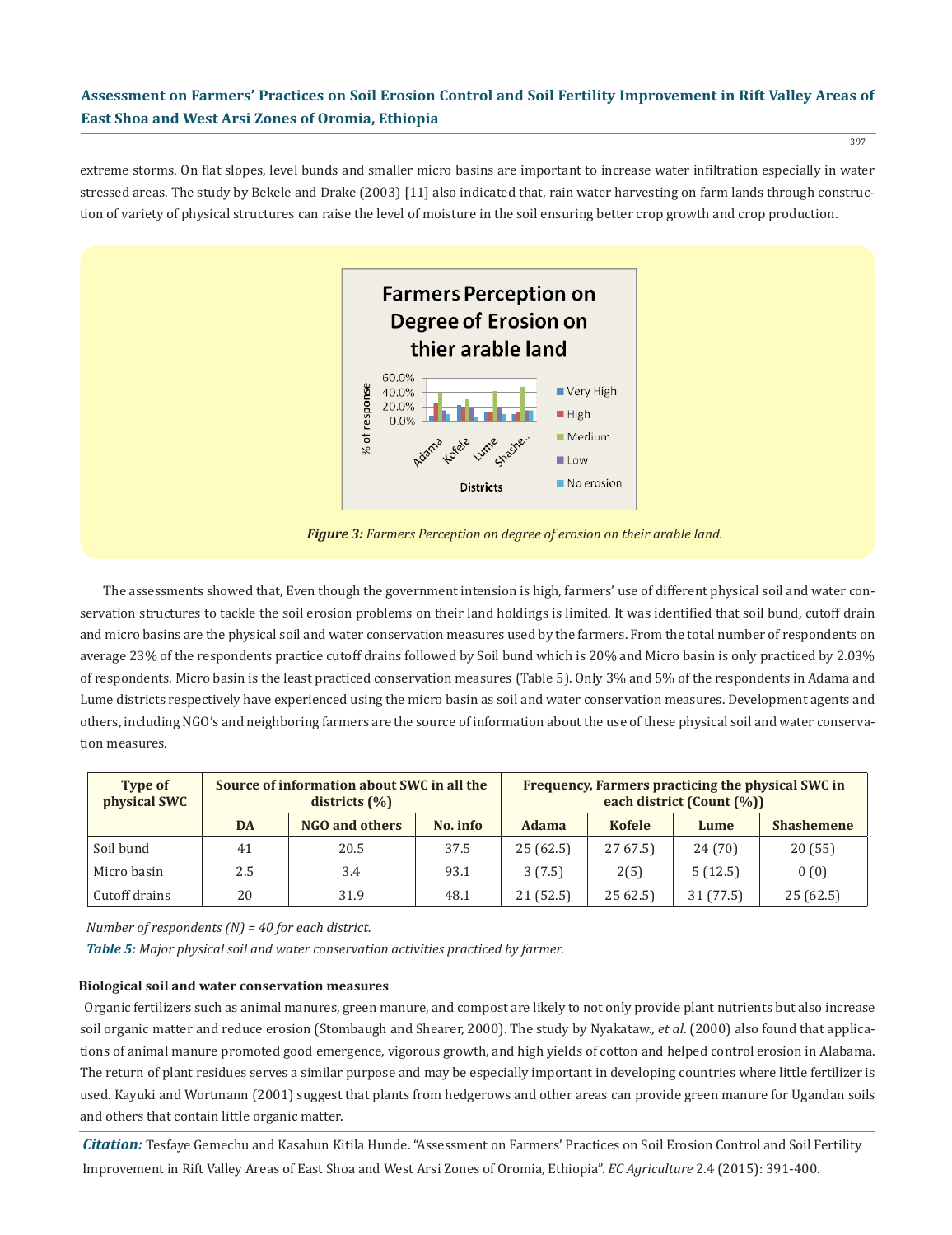extreme storms. On flat slopes, level bunds and smaller micro basins are important to increase water infiltration especially in water stressed areas. The study by Bekele and Drake (2003) [11] also indicated that, rain water harvesting on farm lands through construction of variety of physical structures can raise the level of moisture in the soil ensuring better crop growth and crop production.

*Figure 3: Farmers Perception on degree of erosion on their arable land.*

The assessments showed that, Even though the government intension is high, farmers' use of different physical soil and water conservation structures to tackle the soil erosion problems on their land holdings is limited. It was identified that soil bund, cutoff drain and micro basins are the physical soil and water conservation measures used by the farmers. From the total number of respondents on average 23% of the respondents practice cutoff drains followed by Soil bund which is 20% and Micro basin is only practiced by 2.03% of respondents. Micro basin is the least practiced conservation measures (Table 5). Only 3% and 5% of the respondents in Adama and Lume districts respectively have experienced using the micro basin as soil and water conservation measures. Development agents and others, including NGO's and neighboring farmers are the source of information about the use of these physical soil and water conservation measures.

| Type of physical SWC | Source of information about SWC in all the districts (%) | | | Frequency, Farmers practicing the physical SWC in each district (Count (%)) | | | |
|---|---|---|---|---|---|---|---|
| | DA | NGO and others | No. info | Adama | Kofele | Lume | Shashemene |
| Soil bund | 41 | 20.5 | 37.5 | 25 (62.5) | 27 67.5) | 24 (70) | 20 (55) |
| Micro basin | 2.5 | 3.4 | 93.1 | 3 (7.5) | 2(5) | 5 (12.5) | 0 (0) |
| Cutoff drains | 20 | 31.9 | 48.1 | 21 (52.5) | 25 62.5) | 31 (77.5) | 25 (62.5) |

*Number of respondents (N) = 40 for each district.*

***Table 5:*** *Major physical soil and water conservation activities practiced by farmer.*

### Biological soil and water conservation measures

Organic fertilizers such as animal manures, green manure, and compost are likely to not only provide plant nutrients but also increase soil organic matter and reduce erosion (Stombaugh and Shearer, 2000). The study by Nyakataw., *et al*. (2000) also found that applications of animal manure promoted good emergence, vigorous growth, and high yields of cotton and helped control erosion in Alabama. The return of plant residues serves a similar purpose and may be especially important in developing countries where little fertilizer is used. Kayuki and Wortmann (2001) suggest that plants from hedgerows and other areas can provide green manure for Ugandan soils and others that contain little organic matter.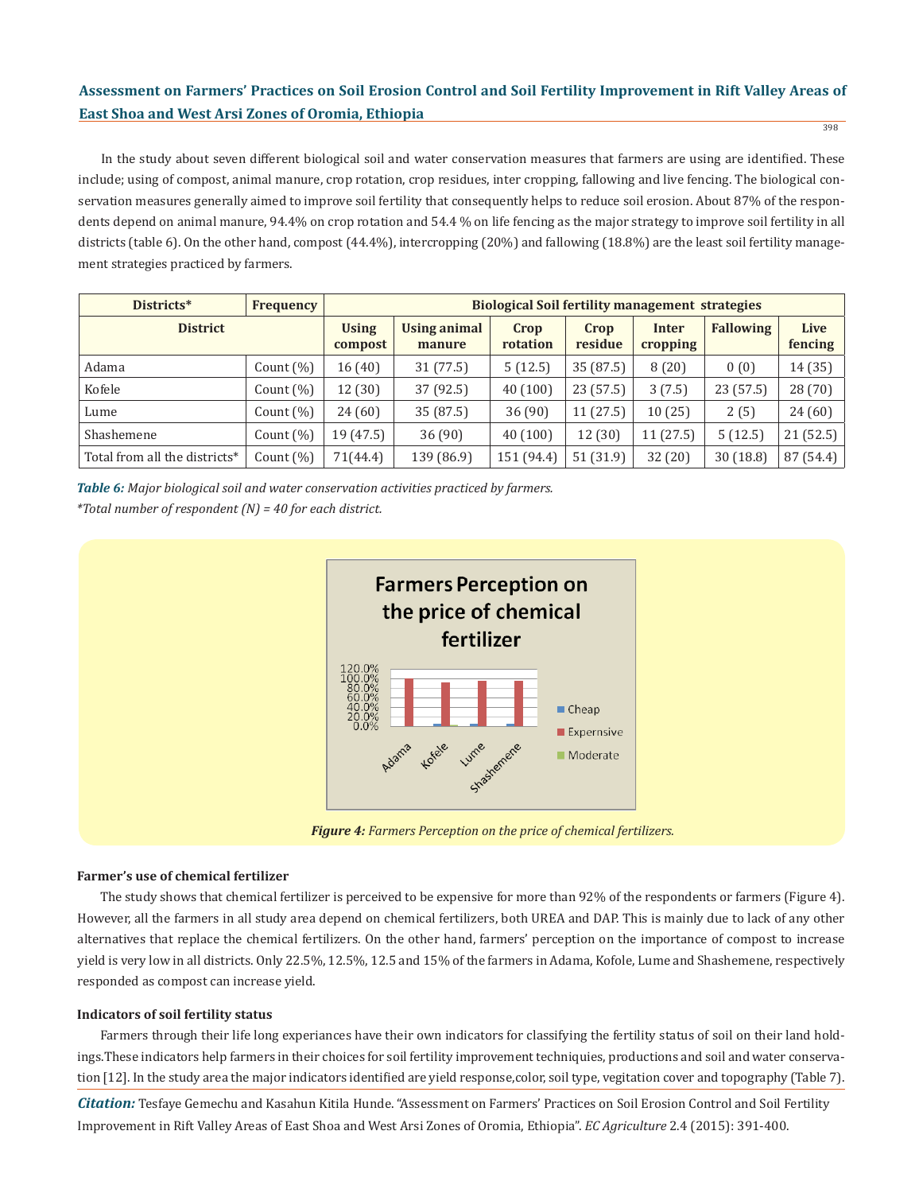In the study about seven different biological soil and water conservation measures that farmers are using are identified. These include; using of compost, animal manure, crop rotation, crop residues, inter cropping, fallowing and live fencing. The biological conservation measures generally aimed to improve soil fertility that consequently helps to reduce soil erosion. About 87% of the respondents depend on animal manure, 94.4% on crop rotation and 54.4 % on life fencing as the major strategy to improve soil fertility in all districts (table 6). On the other hand, compost (44.4%), intercropping (20%) and fallowing (18.8%) are the least soil fertility management strategies practiced by farmers.

| Districts* | Frequency | Biological Soil fertility management strategies | | | | | | |
|---|---|---|---|---|---|---|---|---|
| District | | Using compost | Using animal manure | Crop rotation | Crop residue | Inter cropping | Fallowing | Live fencing |
| Adama | Count (%) | 16 (40) | 31 (77.5) | 5 (12.5) | 35 (87.5) | 8 (20) | 0 (0) | 14 (35) |
| Kofele | Count (%) | 12 (30) | 37 (92.5) | 40 (100) | 23 (57.5) | 3 (7.5) | 23 (57.5) | 28 (70) |
| Lume | Count (%) | 24 (60) | 35 (87.5) | 36 (90) | 11 (27.5) | 10 (25) | 2 (5) | 24 (60) |
| Shashemene | Count (%) | 19 (47.5) | 36 (90) | 40 (100) | 12 (30) | 11 (27.5) | 5 (12.5) | 21 (52.5) |
| Total from all the districts* | Count (%) | 71(44.4) | 139 (86.9) | 151 (94.4) | 51 (31.9) | 32 (20) | 30 (18.8) | 87 (54.4) |

***Table 6:*** *Major biological soil and water conservation activities practiced by farmers.*
*\*Total number of respondent (N) = 40 for each district.*

***Figure 4:*** *Farmers Perception on the price of chemical fertilizers.*

**Farmer's use of chemical fertilizer**

The study shows that chemical fertilizer is perceived to be expensive for more than 92% of the respondents or farmers (Figure 4). However, all the farmers in all study area depend on chemical fertilizers, both UREA and DAP. This is mainly due to lack of any other alternatives that replace the chemical fertilizers. On the other hand, farmers' perception on the importance of compost to increase yield is very low in all districts. Only 22.5%, 12.5%, 12.5 and 15% of the farmers in Adama, Kofole, Lume and Shashemene, respectively responded as compost can increase yield.

**Indicators of soil fertility status**

Farmers through their life long experiances have their own indicators for classifying the fertility status of soil on their land holdings.These indicators help farmers in their choices for soil fertility improvement techniquies, productions and soil and water conservation [12]. In the study area the major indicators identified are yield response,color, soil type, vegitation cover and topography (Table 7).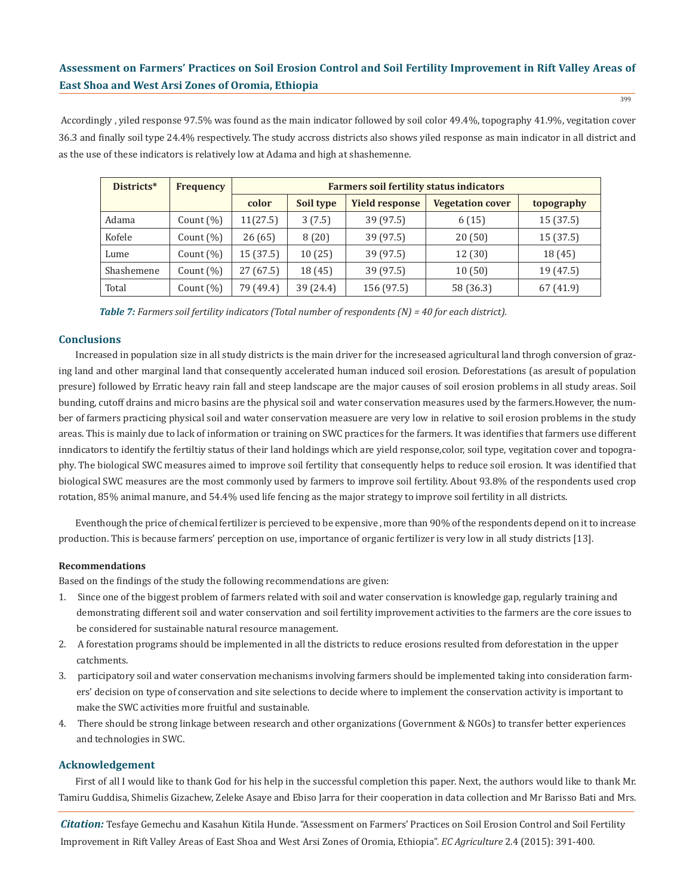Accordingly , yiled response 97.5% was found as the main indicator followed by soil color 49.4%, topography 41.9%, vegitation cover 36.3 and finally soil type 24.4% respectively. The study accross districts also shows yiled response as main indicator in all district and as the use of these indicators is relatively low at Adama and high at shashemenne.

| Districts* | Frequency | Farmers soil fertility status indicators | | | | |
|---|---|---|---|---|---|---|
| | | color | Soil type | Yield response | Vegetation cover | topography |
| Adama | Count (%) | 11(27.5) | 3 (7.5) | 39 (97.5) | 6 (15) | 15 (37.5) |
| Kofele | Count (%) | 26 (65) | 8 (20) | 39 (97.5) | 20 (50) | 15 (37.5) |
| Lume | Count (%) | 15 (37.5) | 10 (25) | 39 (97.5) | 12 (30) | 18 (45) |
| Shashemene | Count (%) | 27 (67.5) | 18 (45) | 39 (97.5) | 10 (50) | 19 (47.5) |
| Total | Count (%) | 79 (49.4) | 39 (24.4) | 156 (97.5) | 58 (36.3) | 67 (41.9) |

***Table 7:*** *Farmers soil fertility indicators (Total number of respondents (N) = 40 for each district).*

## Conclusions

Increased in population size in all study districts is the main driver for the increseased agricultural land throgh conversion of grazing land and other marginal land that consequently accelerated human induced soil erosion. Deforestations (as aresult of population presure) followed by Erratic heavy rain fall and steep landscape are the major causes of soil erosion problems in all study areas. Soil bunding, cutoff drains and micro basins are the physical soil and water conservation measures used by the farmers.However, the number of farmers practicing physical soil and water conservation measuere are very low in relative to soil erosion problems in the study areas. This is mainly due to lack of information or training on SWC practices for the farmers. It was identifies that farmers use different inndicators to identify the fertiltiy status of their land holdings which are yield response,color, soil type, vegitation cover and topography. The biological SWC measures aimed to improve soil fertility that consequently helps to reduce soil erosion. It was identified that biological SWC measures are the most commonly used by farmers to improve soil fertility. About 93.8% of the respondents used crop rotation, 85% animal manure, and 54.4% used life fencing as the major strategy to improve soil fertility in all districts.

Eventhough the price of chemical fertilizer is percieved to be expensive , more than 90% of the respondents depend on it to increase production. This is because farmers' perception on use, importance of organic fertilizer is very low in all study districts [13].

### Recommendations

Based on the findings of the study the following recommendations are given:

1. Since one of the biggest problem of farmers related with soil and water conservation is knowledge gap, regularly training and demonstrating different soil and water conservation and soil fertility improvement activities to the farmers are the core issues to be considered for sustainable natural resource management.
2. A forestation programs should be implemented in all the districts to reduce erosions resulted from deforestation in the upper catchments.
3. participatory soil and water conservation mechanisms involving farmers should be implemented taking into consideration farmers' decision on type of conservation and site selections to decide where to implement the conservation activity is important to make the SWC activities more fruitful and sustainable.
4. There should be strong linkage between research and other organizations (Government & NGOs) to transfer better experiences and technologies in SWC.

## Acknowledgement

First of all I would like to thank God for his help in the successful completion this paper. Next, the authors would like to thank Mr. Tamiru Guddisa, Shimelis Gizachew, Zeleke Asaye and Ebiso Jarra for their cooperation in data collection and Mr Barisso Bati and Mrs.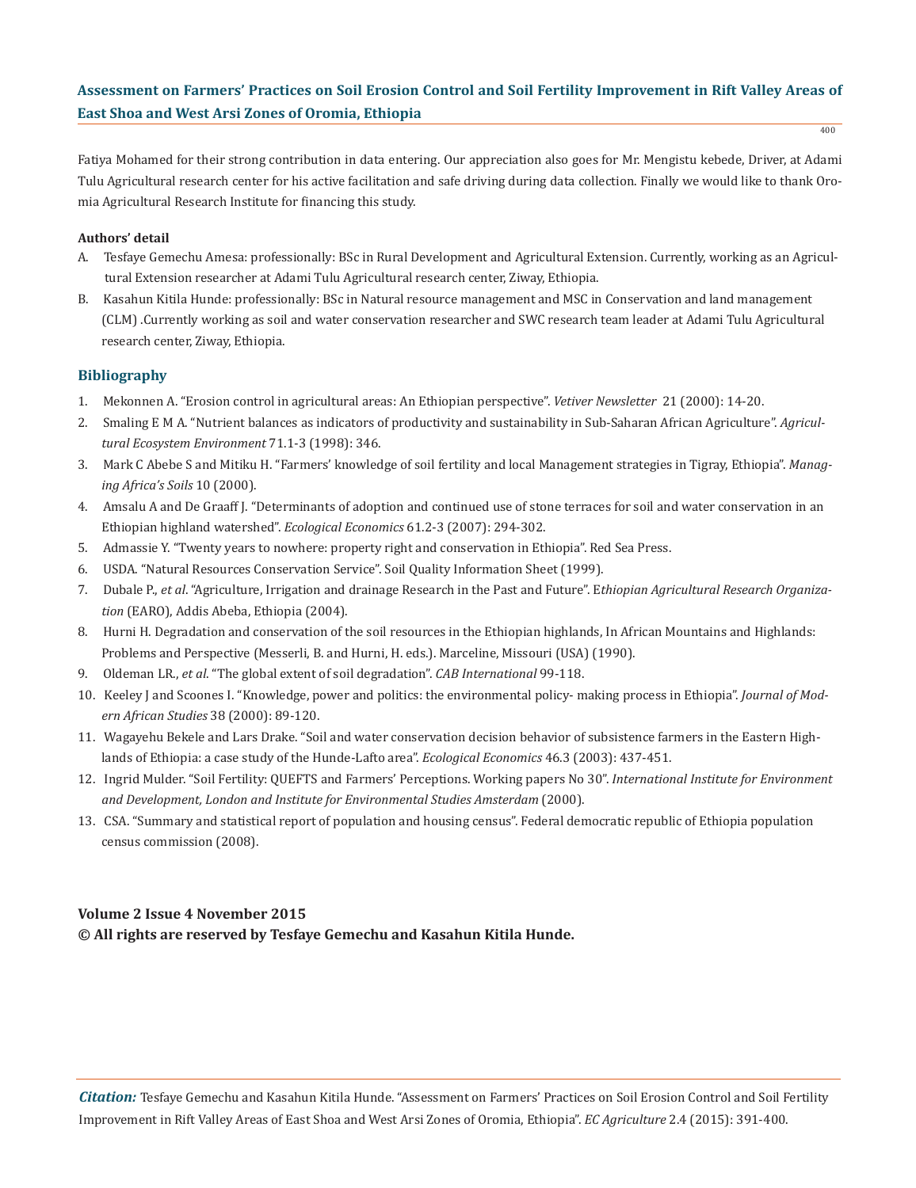Fatiya Mohamed for their strong contribution in data entering. Our appreciation also goes for Mr. Mengistu kebede, Driver, at Adami Tulu Agricultural research center for his active facilitation and safe driving during data collection. Finally we would like to thank Oromia Agricultural Research Institute for financing this study.

**Authors' detail**

A. Tesfaye Gemechu Amesa: professionally: BSc in Rural Development and Agricultural Extension. Currently, working as an Agricultural Extension researcher at Adami Tulu Agricultural research center, Ziway, Ethiopia.

B. Kasahun Kitila Hunde: professionally: BSc in Natural resource management and MSC in Conservation and land management (CLM) .Currently working as soil and water conservation researcher and SWC research team leader at Adami Tulu Agricultural research center, Ziway, Ethiopia.

## Bibliography

1. Mekonnen A. "Erosion control in agricultural areas: An Ethiopian perspective". *Vetiver Newsletter* 21 (2000): 14-20.
2. Smaling E M A. "Nutrient balances as indicators of productivity and sustainability in Sub-Saharan African Agriculture". *Agricultural Ecosystem Environment* 71.1-3 (1998): 346.
3. Mark C Abebe S and Mitiku H. "Farmers' knowledge of soil fertility and local Management strategies in Tigray, Ethiopia". *Managing Africa's Soils* 10 (2000).
4. Amsalu A and De Graaff J. "Determinants of adoption and continued use of stone terraces for soil and water conservation in an Ethiopian highland watershed". *Ecological Economics* 61.2-3 (2007): 294-302.
5. Admassie Y. "Twenty years to nowhere: property right and conservation in Ethiopia". Red Sea Press.
6. USDA. "Natural Resources Conservation Service". Soil Quality Information Sheet (1999).
7. Dubale P., *et al*. "Agriculture, Irrigation and drainage Research in the Past and Future". E*thiopian Agricultural Research Organization* (EARO), Addis Abeba, Ethiopia (2004).
8. Hurni H. Degradation and conservation of the soil resources in the Ethiopian highlands, In African Mountains and Highlands: Problems and Perspective (Messerli, B. and Hurni, H. eds.). Marceline, Missouri (USA) (1990).
9. Oldeman LR., *et al*. "The global extent of soil degradation". *CAB International* 99-118.
10. Keeley J and Scoones I. "Knowledge, power and politics: the environmental policy- making process in Ethiopia". *Journal of Modern African Studies* 38 (2000): 89-120.
11. Wagayehu Bekele and Lars Drake. "Soil and water conservation decision behavior of subsistence farmers in the Eastern Highlands of Ethiopia: a case study of the Hunde-Lafto area". *Ecological Economics* 46.3 (2003): 437-451.
12. Ingrid Mulder. "Soil Fertility: QUEFTS and Farmers' Perceptions. Working papers No 30". *International Institute for Environment and Development, London and Institute for Environmental Studies Amsterdam* (2000).
13. CSA. "Summary and statistical report of population and housing census". Federal democratic republic of Ethiopia population census commission (2008).

**Volume 2 Issue 4 November 2015**
**© All rights are reserved by Tesfaye Gemechu and Kasahun Kitila Hunde.**